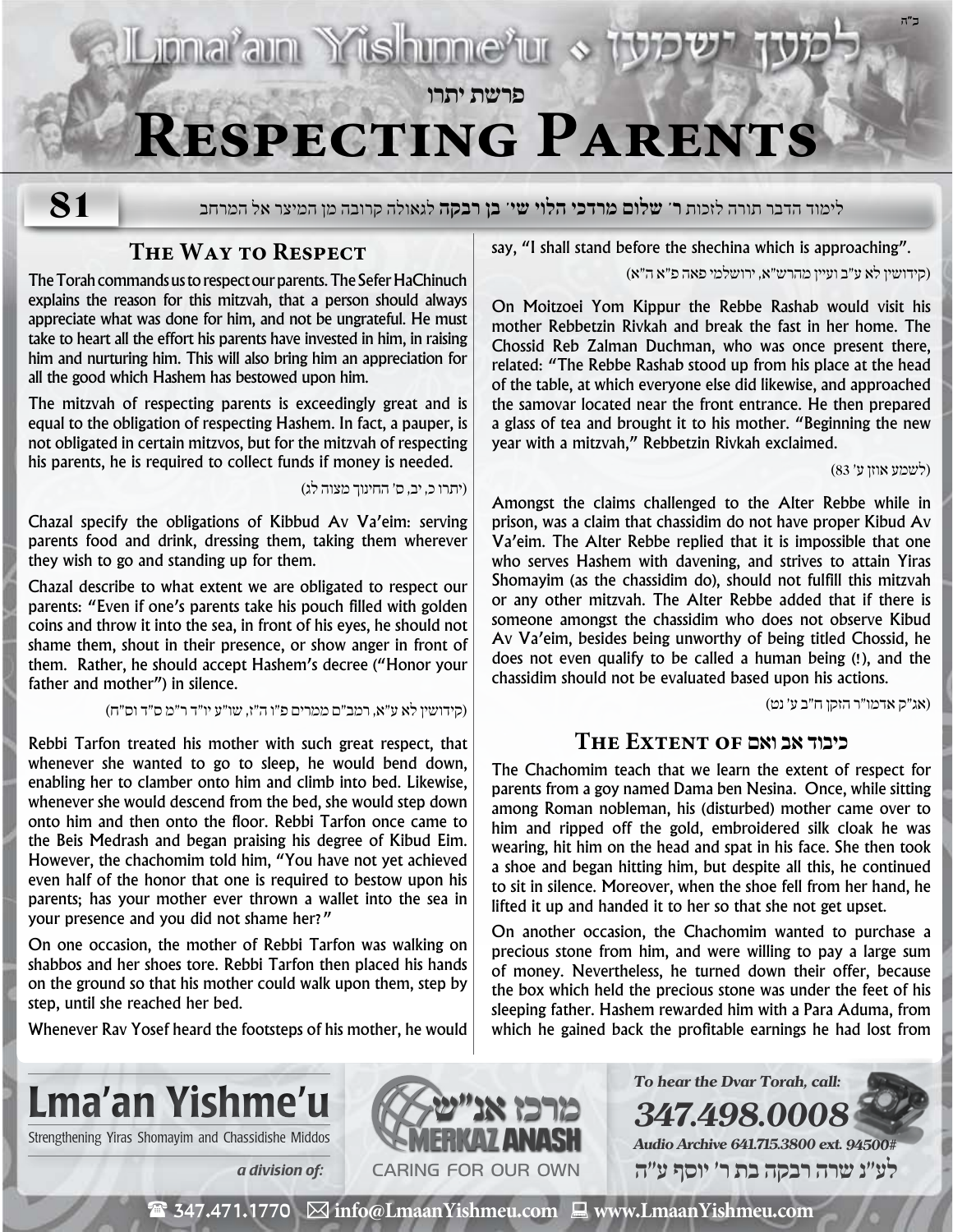פרשת יתרו

# Respecting Parents

**81**

לימוד הדבר תורה לזכות **ר' שלום מרדכי הלוי שי' בן רבקה** לגאולה קרובה מן המיצר אל המרחב

## The Way to Respect

The Torah commands us to respect our parents. The Sefer HaChinuch explains the reason for this mitzvah, that a person should always appreciate what was done for him, and not be ungrateful. He must take to heart all the effort his parents have invested in him, in raising him and nurturing him. This will also bring him an appreciation for all the good which Hashem has bestowed upon him.

The mitzvah of respecting parents is exceedingly great and is equal to the obligation of respecting Hashem. In fact, a pauper, is not obligated in certain mitzvos, but for the mitzvah of respecting his parents, he is required to collect funds if money is needed.

(יתרו כ, יב, ס' החינוך מצוה לג)

Chazal specify the obligations of Kibbud Av Va'eim: serving parents food and drink, dressing them, taking them wherever they wish to go and standing up for them.

Chazal describe to what extent we are obligated to respect our parents: "Even if one's parents take his pouch filled with golden coins and throw it into the sea, in front of his eyes, he should not shame them, shout in their presence, or show anger in front of them. Rather, he should accept Hashem's decree ("Honor your father and mother") in silence.

(קידושין לא ע"א, רמב"ם ממרים פ"ו ה"ז, שו"ע יו"ד ר"מ ס"ד וס"ח)

Rebbi Tarfon treated his mother with such great respect, that whenever she wanted to go to sleep, he would bend down, enabling her to clamber onto him and climb into bed. Likewise, whenever she would descend from the bed, she would step down onto him and then onto the floor. Rebbi Tarfon once came to the Beis Medrash and began praising his degree of Kibud Eim. However, the chachomim told him, "You have not yet achieved even half of the honor that one is required to bestow upon his parents; has your mother ever thrown a wallet into the sea in your presence and you did not shame her?"

On one occasion, the mother of Rebbi Tarfon was walking on shabbos and her shoes tore. Rebbi Tarfon then placed his hands on the ground so that his mother could walk upon them, step by step, until she reached her bed.

Whenever Rav Yosef heard the footsteps of his mother, he would say, "I shall stand before the shechina which is approaching".

(קידושין לא ע"ב ועיין מהרש"א, ירושלמי פאה פ"א ה"א)

On Moitzoei Yom Kippur the Rebbe Rashab would visit his mother Rebbetzin Rivkah and break the fast in her home. The Chossid Reb Zalman Duchman, who was once present there, related: "The Rebbe Rashab stood up from his place at the head of the table, at which everyone else did likewise, and approached the samovar located near the front entrance. He then prepared a glass of tea and brought it to his mother. "Beginning the new year with a mitzvah," Rebbetzin Rivkah exclaimed.

(לשמע אוזן ע' 83)

Amongst the claims challenged to the Alter Rebbe while in prison, was a claim that chassidim do not have proper Kibud Av Va'eim. The Alter Rebbe replied that it is impossible that one who serves Hashem with davening, and strives to attain Yiras Shomayim (as the chassidim do), should not fulfill this mitzvah or any other mitzvah. The Alter Rebbe added that if there is someone amongst the chassidim who does not observe Kibud Av Va'eim, besides being unworthy of being titled Chossid, he does not even qualify to be called a human being (!), and the chassidim should not be evaluated based upon his actions.

(אג"ק אדמו"ר הזקן ח"ב ע' נט)

## The Extent of כיבוד אב ואם

The Chachomim teach that we learn the extent of respect for parents from a goy named Dama ben Nesina. Once, while sitting among Roman nobleman, his (disturbed) mother came over to him and ripped off the gold, embroidered silk cloak he was wearing, hit him on the head and spat in his face. She then took a shoe and began hitting him, but despite all this, he continued to sit in silence. Moreover, when the shoe fell from her hand, he lifted it up and handed it to her so that she not get upset.

On another occasion, the Chachomim wanted to purchase a precious stone from him, and were willing to pay a large sum of money. Nevertheless, he turned down their offer, because the box which held the precious stone was under the feet of his sleeping father. Hashem rewarded him with a Para Aduma, from which he gained back the profitable earnings he had lost from

---

**Lma'an Yishme'u**
Strengthening Yiras Shomayim and Chassidishe Middos
*a division of:* מרכז אנ"ש MERKAZ ANASH — CARING FOR OUR OWN

*To hear the Dvar Torah, call:* ***347.498.0008***
*Audio Archive 641.715.3800 ext. 94500#*

לע"נ שרה רבקה בת ר' יוסף ע"ה

☎ 347.471.1770 ✉ info@LmaanYishmeu.com 💻 www.LmaanYishmeu.com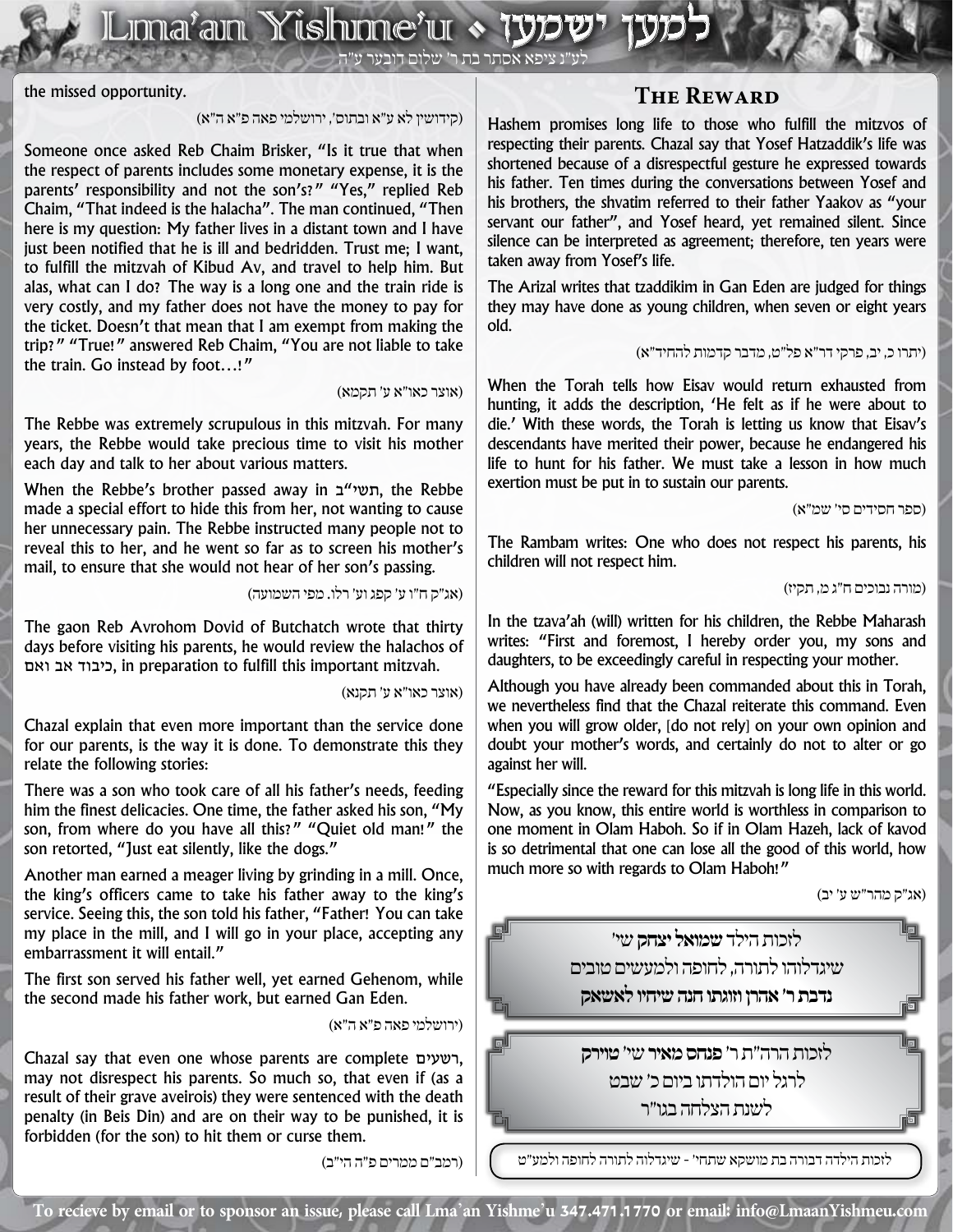the missed opportunity.

(קידושין לא ע"א ובתוס', ירושלמי פאה פ"א ה"א)

Someone once asked Reb Chaim Brisker, "Is it true that when the respect of parents includes some monetary expense, it is the parents' responsibility and not the son's?" "Yes," replied Reb Chaim, "That indeed is the halacha". The man continued, "Then here is my question: My father lives in a distant town and I have just been notified that he is ill and bedridden. Trust me; I want, to fulfill the mitzvah of Kibud Av, and travel to help him. But alas, what can I do? The way is a long one and the train ride is very costly, and my father does not have the money to pay for the ticket. Doesn't that mean that I am exempt from making the trip?" "True!" answered Reb Chaim, "You are not liable to take the train. Go instead by foot…!"

(אוצר כאו"א ע' תקמא)

The Rebbe was extremely scrupulous in this mitzvah. For many years, the Rebbe would take precious time to visit his mother each day and talk to her about various matters.

When the Rebbe's brother passed away in תשי"ב, the Rebbe made a special effort to hide this from her, not wanting to cause her unnecessary pain. The Rebbe instructed many people not to reveal this to her, and he went so far as to screen his mother's mail, to ensure that she would not hear of her son's passing.

(אג"ק ח"ו ע' קפג וע' רלו. מפי השמועה)

The gaon Reb Avrohom Dovid of Butchatch wrote that thirty days before visiting his parents, he would review the halachos of כיבוד אב ואם, in preparation to fulfill this important mitzvah.

(אוצר כאו"א ע' תקנא)

Chazal explain that even more important than the service done for our parents, is the way it is done. To demonstrate this they relate the following stories:

There was a son who took care of all his father's needs, feeding him the finest delicacies. One time, the father asked his son, "My son, from where do you have all this?" "Quiet old man!" the son retorted, "Just eat silently, like the dogs."

Another man earned a meager living by grinding in a mill. Once, the king's officers came to take his father away to the king's service. Seeing this, the son told his father, "Father! You can take my place in the mill, and I will go in your place, accepting any embarrassment it will entail."

The first son served his father well, yet earned Gehenom, while the second made his father work, but earned Gan Eden.

(ירושלמי פאה פ"א ה"א)

Chazal say that even one whose parents are complete רשעים, may not disrespect his parents. So much so, that even if (as a result of their grave aveirois) they were sentenced with the death penalty (in Beis Din) and are on their way to be punished, it is forbidden (for the son) to hit them or curse them.

(רמב"ם ממרים פ"ה הי"ב)

## The Reward

Hashem promises long life to those who fulfill the mitzvos of respecting their parents. Chazal say that Yosef Hatzaddik's life was shortened because of a disrespectful gesture he expressed towards his father. Ten times during the conversations between Yosef and his brothers, the shvatim referred to their father Yaakov as "your servant our father", and Yosef heard, yet remained silent. Since silence can be interpreted as agreement; therefore, ten years were taken away from Yosef's life.

The Arizal writes that tzaddikim in Gan Eden are judged for things they may have done as young children, when seven or eight years old.

(יתרו כ, יב, פרקי דר"א פל"ט, מדבר קדמות להחיד"א)

When the Torah tells how Eisav would return exhausted from hunting, it adds the description, 'He felt as if he were about to die.' With these words, the Torah is letting us know that Eisav's descendants have merited their power, because he endangered his life to hunt for his father. We must take a lesson in how much exertion must be put in to sustain our parents.

(ספר חסידים סי' שמ"א)

The Rambam writes: One who does not respect his parents, his children will not respect him.

(מורה נבוכים ח"ג מ, תקיז)

In the tzava'ah (will) written for his children, the Rebbe Maharash writes: "First and foremost, I hereby order you, my sons and daughters, to be exceedingly careful in respecting your mother.

Although you have already been commanded about this in Torah, we nevertheless find that the Chazal reiterate this command. Even when you will grow older, [do not rely] on your own opinion and doubt your mother's words, and certainly do not to alter or go against her will.

"Especially since the reward for this mitzvah is long life in this world. Now, as you know, this entire world is worthless in comparison to one moment in Olam Haboh. So if in Olam Hazeh, lack of kavod is so detrimental that one can lose all the good of this world, how much more so with regards to Olam Haboh!"

(אג"ק מהר"ש ע' יב)

לזכות הילד **שמואל יצחק** שי'
שיגדלוהו לתורה, לחופה ולמעשים טובים
**נדבת ר' אהרן וזוגתו חנה שיחיו לאשאק**

לזכות הרה"ת ר' **פנחס מאיר** שי' **טוירק**
לרגל יום הולדתו ביום כ' שבט
לשנת הצלחה בגו"ר

לזכות הילדה דבורה בת מושקא שתחי' - שיגדלוה לתורה לחופה ולמע"ט

To recieve by email or to sponsor an issue, please call Lma'an Yishme'u 347.471.1770 or email: info@LmaanYishmeu.com